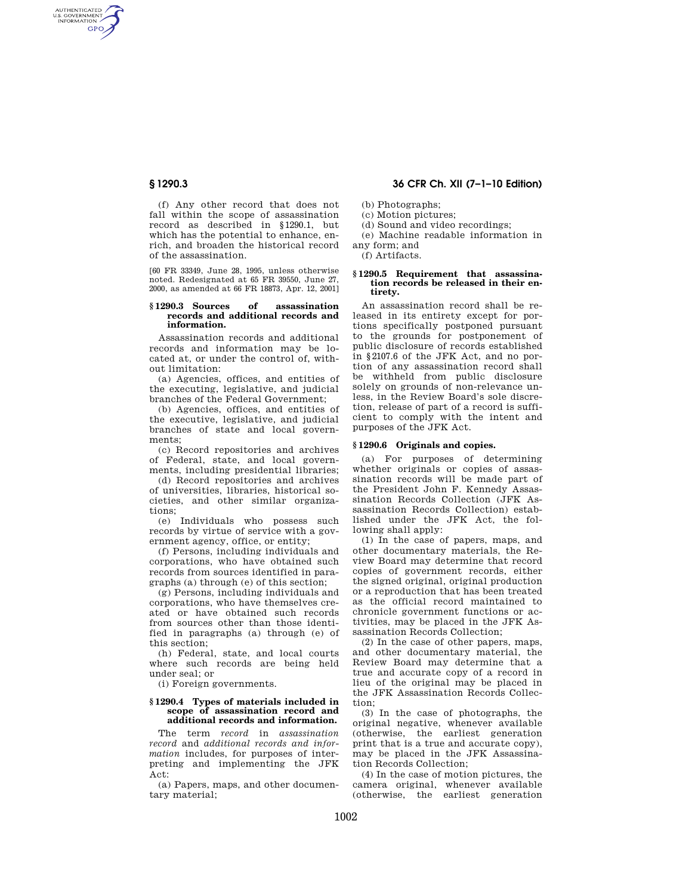(f) Any other record that does not fall within the scope of assassination record as described in §1290.1, but which has the potential to enhance, enrich, and broaden the historical record of the assassination.

[60 FR 33349, June 28, 1995, unless otherwise noted. Redesignated at 65 FR 39550, June 27, 2000, as amended at 66 FR 18873, Apr. 12, 2001]

### §1290.3 Sources of assassination records and additional records and information.

Assassination records and additional records and information may be located at, or under the control of, without limitation:

(a) Agencies, offices, and entities of the executing, legislative, and judicial branches of the Federal Government;

(b) Agencies, offices, and entities of the executive, legislative, and judicial branches of state and local governments;

(c) Record repositories and archives of Federal, state, and local governments, including presidential libraries;

(d) Record repositories and archives of universities, libraries, historical societies, and other similar organizations;

(e) Individuals who possess such records by virtue of service with a government agency, office, or entity;

(f) Persons, including individuals and corporations, who have obtained such records from sources identified in paragraphs (a) through (e) of this section;

(g) Persons, including individuals and corporations, who have themselves created or have obtained such records from sources other than those identified in paragraphs (a) through (e) of this section;

(h) Federal, state, and local courts where such records are being held under seal; or

(i) Foreign governments.

### §1290.4 Types of materials included in scope of assassination record and additional records and information.

The term *record* in *assassination record* and *additional records and information* includes, for purposes of interpreting and implementing the JFK Act:

(a) Papers, maps, and other documentary material;

(b) Photographs;

(c) Motion pictures;

(d) Sound and video recordings;

(e) Machine readable information in any form; and

(f) Artifacts.

### §1290.5 Requirement that assassination records be released in their entirety.

An assassination record shall be released in its entirety except for portions specifically postponed pursuant to the grounds for postponement of public disclosure of records established in §2107.6 of the JFK Act, and no portion of any assassination record shall be withheld from public disclosure solely on grounds of non-relevance unless, in the Review Board's sole discretion, release of part of a record is sufficient to comply with the intent and purposes of the JFK Act.

### §1290.6 Originals and copies.

(a) For purposes of determining whether originals or copies of assassination records will be made part of the President John F. Kennedy Assassination Records Collection (JFK Assassination Records Collection) established under the JFK Act, the following shall apply:

(1) In the case of papers, maps, and other documentary materials, the Review Board may determine that record copies of government records, either the signed original, original production or a reproduction that has been treated as the official record maintained to chronicle government functions or activities, may be placed in the JFK Assassination Records Collection;

(2) In the case of other papers, maps, and other documentary material, the Review Board may determine that a true and accurate copy of a record in lieu of the original may be placed in the JFK Assassination Records Collection;

(3) In the case of photographs, the original negative, whenever available (otherwise, the earliest generation print that is a true and accurate copy), may be placed in the JFK Assassination Records Collection;

(4) In the case of motion pictures, the camera original, whenever available (otherwise, the earliest generation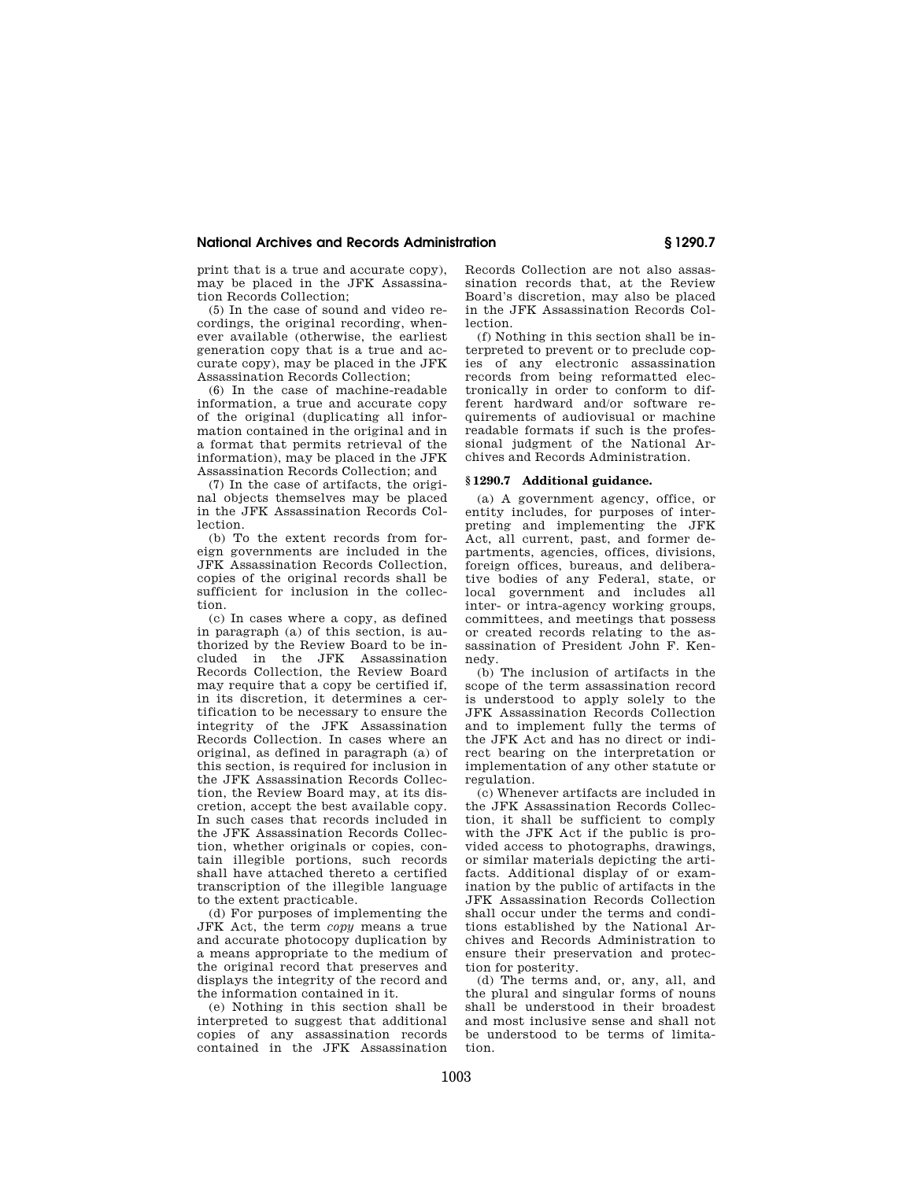print that is a true and accurate copy), may be placed in the JFK Assassination Records Collection;

(5) In the case of sound and video recordings, the original recording, whenever available (otherwise, the earliest generation copy that is a true and accurate copy), may be placed in the JFK Assassination Records Collection;

(6) In the case of machine-readable information, a true and accurate copy of the original (duplicating all information contained in the original and in a format that permits retrieval of the information), may be placed in the JFK Assassination Records Collection; and

(7) In the case of artifacts, the original objects themselves may be placed in the JFK Assassination Records Collection.

(b) To the extent records from foreign governments are included in the JFK Assassination Records Collection, copies of the original records shall be sufficient for inclusion in the collection.

(c) In cases where a copy, as defined in paragraph (a) of this section, is authorized by the Review Board to be included in the JFK Assassination Records Collection, the Review Board may require that a copy be certified if, in its discretion, it determines a certification to be necessary to ensure the integrity of the JFK Assassination Records Collection. In cases where an original, as defined in paragraph (a) of this section, is required for inclusion in the JFK Assassination Records Collection, the Review Board may, at its discretion, accept the best available copy. In such cases that records included in the JFK Assassination Records Collection, whether originals or copies, contain illegible portions, such records shall have attached thereto a certified transcription of the illegible language to the extent practicable.

(d) For purposes of implementing the JFK Act, the term *copy* means a true and accurate photocopy duplication by a means appropriate to the medium of the original record that preserves and displays the integrity of the record and the information contained in it.

(e) Nothing in this section shall be interpreted to suggest that additional copies of any assassination records contained in the JFK Assassination Records Collection are not also assassination records that, at the Review Board's discretion, may also be placed in the JFK Assassination Records Collection.

(f) Nothing in this section shall be interpreted to prevent or to preclude copies of any electronic assassination records from being reformatted electronically in order to conform to different hardware and/or software requirements of audiovisual or machine readable formats if such is the professional judgment of the National Archives and Records Administration.

## § 1290.7 Additional guidance.

(a) A government agency, office, or entity includes, for purposes of interpreting and implementing the JFK Act, all current, past, and former departments, agencies, offices, divisions, foreign offices, bureaus, and deliberative bodies of any Federal, state, or local government and includes all inter- or intra-agency working groups, committees, and meetings that possess or created records relating to the assassination of President John F. Kennedy.

(b) The inclusion of artifacts in the scope of the term assassination record is understood to apply solely to the JFK Assassination Records Collection and to implement fully the terms of the JFK Act and has no direct or indirect bearing on the interpretation or implementation of any other statute or regulation.

(c) Whenever artifacts are included in the JFK Assassination Records Collection, it shall be sufficient to comply with the JFK Act if the public is provided access to photographs, drawings, or similar materials depicting the artifacts. Additional display of or examination by the public of artifacts in the JFK Assassination Records Collection shall occur under the terms and conditions established by the National Archives and Records Administration to ensure their preservation and protection for posterity.

(d) The terms and, or, any, all, and the plural and singular forms of nouns shall be understood in their broadest and most inclusive sense and shall not be understood to be terms of limitation.